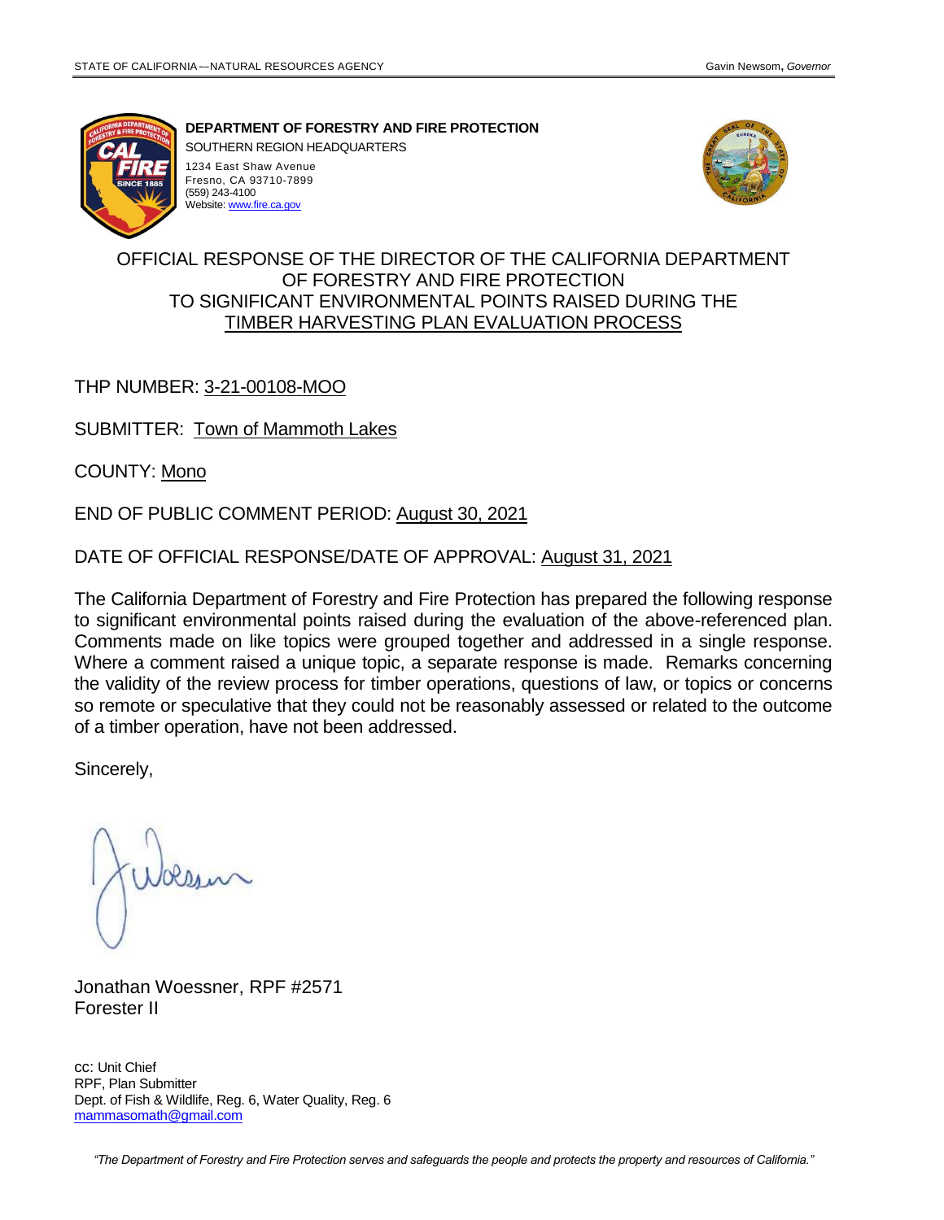STATE OF CALIFORNIA—NATURAL RESOURCES AGENCY — Gavin Newsom, *Governor*

**DEPARTMENT OF FORESTRY AND FIRE PROTECTION**
SOUTHERN REGION HEADQUARTERS
1234 East Shaw Avenue
Fresno, CA 93710-7899
(559) 243-4100
Website: www.fire.ca.gov

# OFFICIAL RESPONSE OF THE DIRECTOR OF THE CALIFORNIA DEPARTMENT OF FORESTRY AND FIRE PROTECTION TO SIGNIFICANT ENVIRONMENTAL POINTS RAISED DURING THE TIMBER HARVESTING PLAN EVALUATION PROCESS

THP NUMBER: 3-21-00108-MOO

SUBMITTER: Town of Mammoth Lakes

COUNTY: Mono

END OF PUBLIC COMMENT PERIOD: August 30, 2021

DATE OF OFFICIAL RESPONSE/DATE OF APPROVAL: August 31, 2021

The California Department of Forestry and Fire Protection has prepared the following response to significant environmental points raised during the evaluation of the above-referenced plan. Comments made on like topics were grouped together and addressed in a single response. Where a comment raised a unique topic, a separate response is made. Remarks concerning the validity of the review process for timber operations, questions of law, or topics or concerns so remote or speculative that they could not be reasonably assessed or related to the outcome of a timber operation, have not been addressed.

Sincerely,

Jonathan Woessner, RPF #2571
Forester II

cc: Unit Chief
RPF, Plan Submitter
Dept. of Fish & Wildlife, Reg. 6, Water Quality, Reg. 6
mammasomath@gmail.com

*"The Department of Forestry and Fire Protection serves and safeguards the people and protects the property and resources of California."*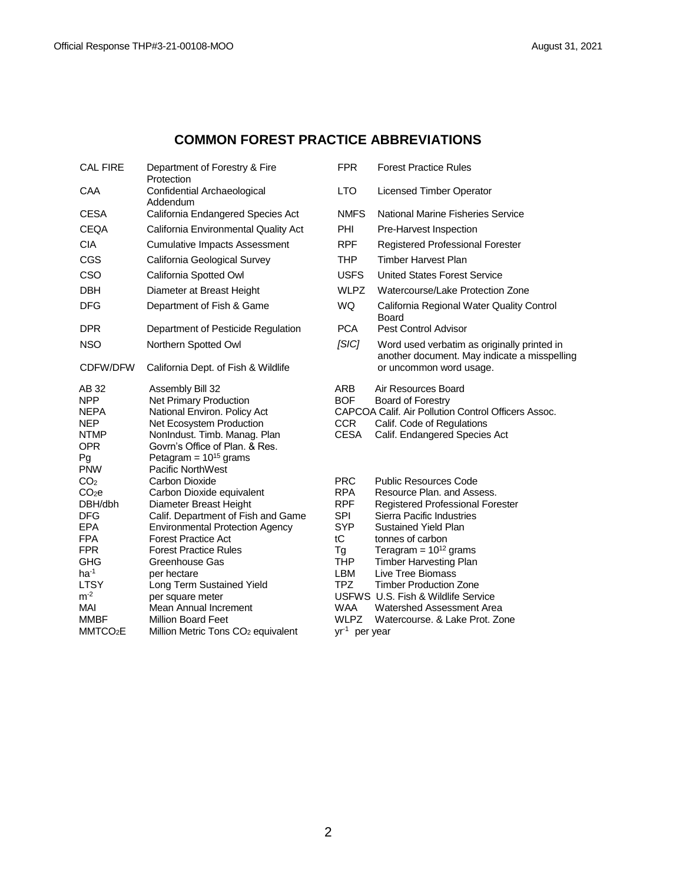## COMMON FOREST PRACTICE ABBREVIATIONS

| | | | |
|---|---|---|---|
| CAL FIRE | Department of Forestry & Fire Protection | FPR | Forest Practice Rules |
| CAA | Confidential Archaeological Addendum | LTO | Licensed Timber Operator |
| CESA | California Endangered Species Act | NMFS | National Marine Fisheries Service |
| CEQA | California Environmental Quality Act | PHI | Pre-Harvest Inspection |
| CIA | Cumulative Impacts Assessment | RPF | Registered Professional Forester |
| CGS | California Geological Survey | THP | Timber Harvest Plan |
| CSO | California Spotted Owl | USFS | United States Forest Service |
| DBH | Diameter at Breast Height | WLPZ | Watercourse/Lake Protection Zone |
| DFG | Department of Fish & Game | WQ | California Regional Water Quality Control Board |
| DPR | Department of Pesticide Regulation | PCA | Pest Control Advisor |
| NSO | Northern Spotted Owl | *[SIC]* | Word used verbatim as originally printed in another document. May indicate a misspelling or uncommon word usage. |
| CDFW/DFW | California Dept. of Fish & Wildlife | | |

| | | | |
|---|---|---|---|
| AB 32 | Assembly Bill 32 | ARB | Air Resources Board |
| NPP | Net Primary Production | BOF | Board of Forestry |
| NEPA | National Environ. Policy Act | CAPCOA | Calif. Air Pollution Control Officers Assoc. |
| NEP | Net Ecosystem Production | CCR | Calif. Code of Regulations |
| NTMP | NonIndust. Timb. Manag. Plan | CESA | Calif. Endangered Species Act |
| OPR | Govrn's Office of Plan. & Res. | | |
| Pg | Petagram = $10^{15}$ grams | | |
| PNW | Pacific NorthWest | | |
| $CO_2$ | Carbon Dioxide | PRC | Public Resources Code |
| $CO_2e$ | Carbon Dioxide equivalent | RPA | Resource Plan. and Assess. |
| DBH/dbh | Diameter Breast Height | RPF | Registered Professional Forester |
| DFG | Calif. Department of Fish and Game | SPI | Sierra Pacific Industries |
| EPA | Environmental Protection Agency | SYP | Sustained Yield Plan |
| FPA | Forest Practice Act | tC | tonnes of carbon |
| FPR | Forest Practice Rules | Tg | Teragram = $10^{12}$ grams |
| GHG | Greenhouse Gas | THP | Timber Harvesting Plan |
| $ha^{-1}$ | per hectare | LBM | Live Tree Biomass |
| LTSY | Long Term Sustained Yield | TPZ | Timber Production Zone |
| $m^{-2}$ | per square meter | USFWS | U.S. Fish & Wildlife Service |
| MAI | Mean Annual Increment | WAA | Watershed Assessment Area |
| MMBF | Million Board Feet | WLPZ | Watercourse. & Lake Prot. Zone |
| $MMTCO_2E$ | Million Metric Tons $CO_2$ equivalent | $yr^{-1}$ | per year |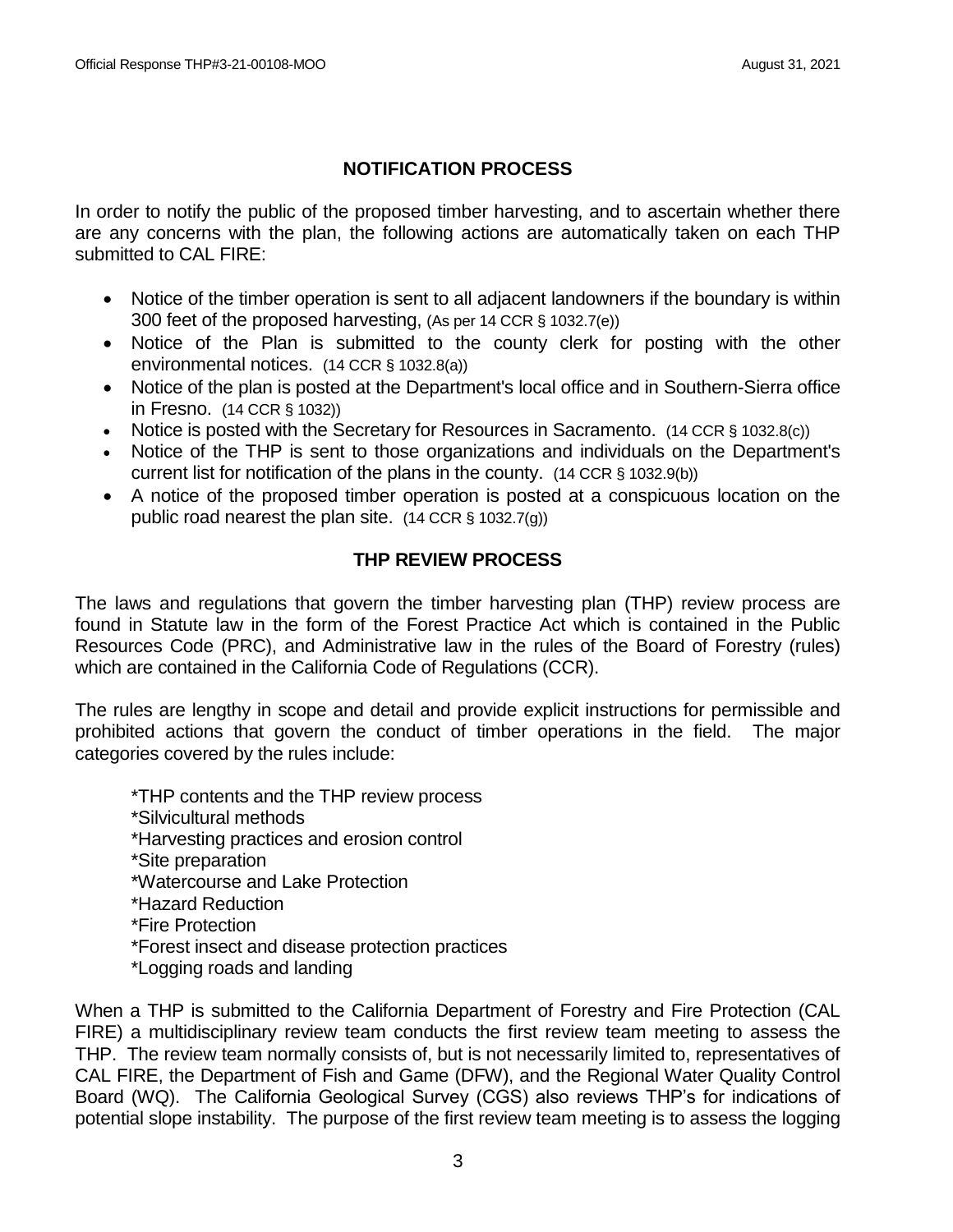## NOTIFICATION PROCESS

In order to notify the public of the proposed timber harvesting, and to ascertain whether there are any concerns with the plan, the following actions are automatically taken on each THP submitted to CAL FIRE:

- Notice of the timber operation is sent to all adjacent landowners if the boundary is within 300 feet of the proposed harvesting, (As per 14 CCR § 1032.7(e))
- Notice of the Plan is submitted to the county clerk for posting with the other environmental notices. (14 CCR § 1032.8(a))
- Notice of the plan is posted at the Department's local office and in Southern-Sierra office in Fresno. (14 CCR § 1032))
- Notice is posted with the Secretary for Resources in Sacramento. (14 CCR § 1032.8(c))
- Notice of the THP is sent to those organizations and individuals on the Department's current list for notification of the plans in the county. (14 CCR § 1032.9(b))
- A notice of the proposed timber operation is posted at a conspicuous location on the public road nearest the plan site. (14 CCR § 1032.7(g))

## THP REVIEW PROCESS

The laws and regulations that govern the timber harvesting plan (THP) review process are found in Statute law in the form of the Forest Practice Act which is contained in the Public Resources Code (PRC), and Administrative law in the rules of the Board of Forestry (rules) which are contained in the California Code of Regulations (CCR).

The rules are lengthy in scope and detail and provide explicit instructions for permissible and prohibited actions that govern the conduct of timber operations in the field. The major categories covered by the rules include:

*THP contents and the THP review process
*Silvicultural methods
*Harvesting practices and erosion control
*Site preparation
*Watercourse and Lake Protection
*Hazard Reduction
*Fire Protection
*Forest insect and disease protection practices
*Logging roads and landing

When a THP is submitted to the California Department of Forestry and Fire Protection (CAL FIRE) a multidisciplinary review team conducts the first review team meeting to assess the THP. The review team normally consists of, but is not necessarily limited to, representatives of CAL FIRE, the Department of Fish and Game (DFW), and the Regional Water Quality Control Board (WQ). The California Geological Survey (CGS) also reviews THP's for indications of potential slope instability. The purpose of the first review team meeting is to assess the logging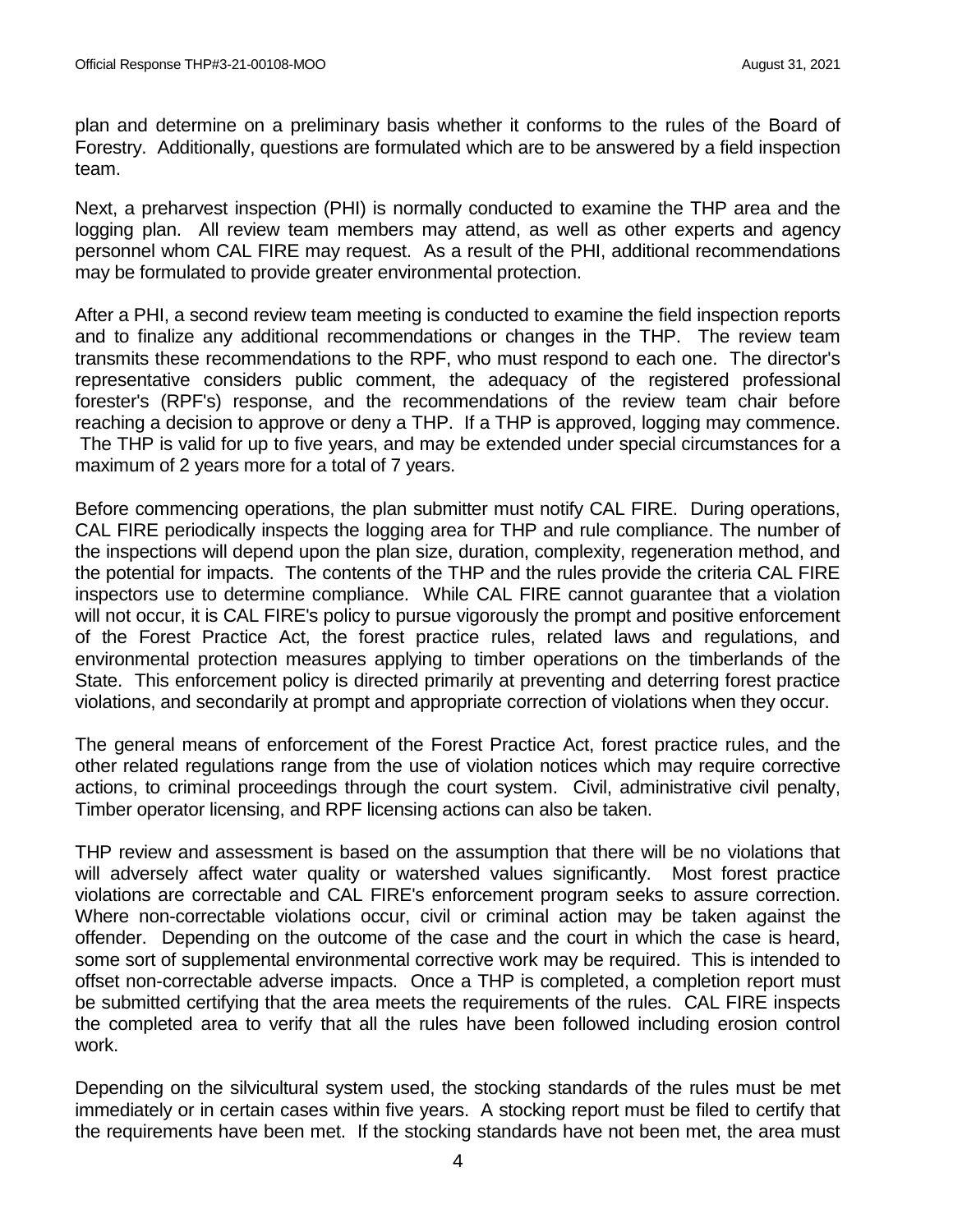plan and determine on a preliminary basis whether it conforms to the rules of the Board of Forestry. Additionally, questions are formulated which are to be answered by a field inspection team.

Next, a preharvest inspection (PHI) is normally conducted to examine the THP area and the logging plan. All review team members may attend, as well as other experts and agency personnel whom CAL FIRE may request. As a result of the PHI, additional recommendations may be formulated to provide greater environmental protection.

After a PHI, a second review team meeting is conducted to examine the field inspection reports and to finalize any additional recommendations or changes in the THP. The review team transmits these recommendations to the RPF, who must respond to each one. The director's representative considers public comment, the adequacy of the registered professional forester's (RPF's) response, and the recommendations of the review team chair before reaching a decision to approve or deny a THP. If a THP is approved, logging may commence. The THP is valid for up to five years, and may be extended under special circumstances for a maximum of 2 years more for a total of 7 years.

Before commencing operations, the plan submitter must notify CAL FIRE. During operations, CAL FIRE periodically inspects the logging area for THP and rule compliance. The number of the inspections will depend upon the plan size, duration, complexity, regeneration method, and the potential for impacts. The contents of the THP and the rules provide the criteria CAL FIRE inspectors use to determine compliance. While CAL FIRE cannot guarantee that a violation will not occur, it is CAL FIRE's policy to pursue vigorously the prompt and positive enforcement of the Forest Practice Act, the forest practice rules, related laws and regulations, and environmental protection measures applying to timber operations on the timberlands of the State. This enforcement policy is directed primarily at preventing and deterring forest practice violations, and secondarily at prompt and appropriate correction of violations when they occur.

The general means of enforcement of the Forest Practice Act, forest practice rules, and the other related regulations range from the use of violation notices which may require corrective actions, to criminal proceedings through the court system. Civil, administrative civil penalty, Timber operator licensing, and RPF licensing actions can also be taken.

THP review and assessment is based on the assumption that there will be no violations that will adversely affect water quality or watershed values significantly. Most forest practice violations are correctable and CAL FIRE's enforcement program seeks to assure correction. Where non-correctable violations occur, civil or criminal action may be taken against the offender. Depending on the outcome of the case and the court in which the case is heard, some sort of supplemental environmental corrective work may be required. This is intended to offset non-correctable adverse impacts. Once a THP is completed, a completion report must be submitted certifying that the area meets the requirements of the rules. CAL FIRE inspects the completed area to verify that all the rules have been followed including erosion control work.

Depending on the silvicultural system used, the stocking standards of the rules must be met immediately or in certain cases within five years. A stocking report must be filed to certify that the requirements have been met. If the stocking standards have not been met, the area must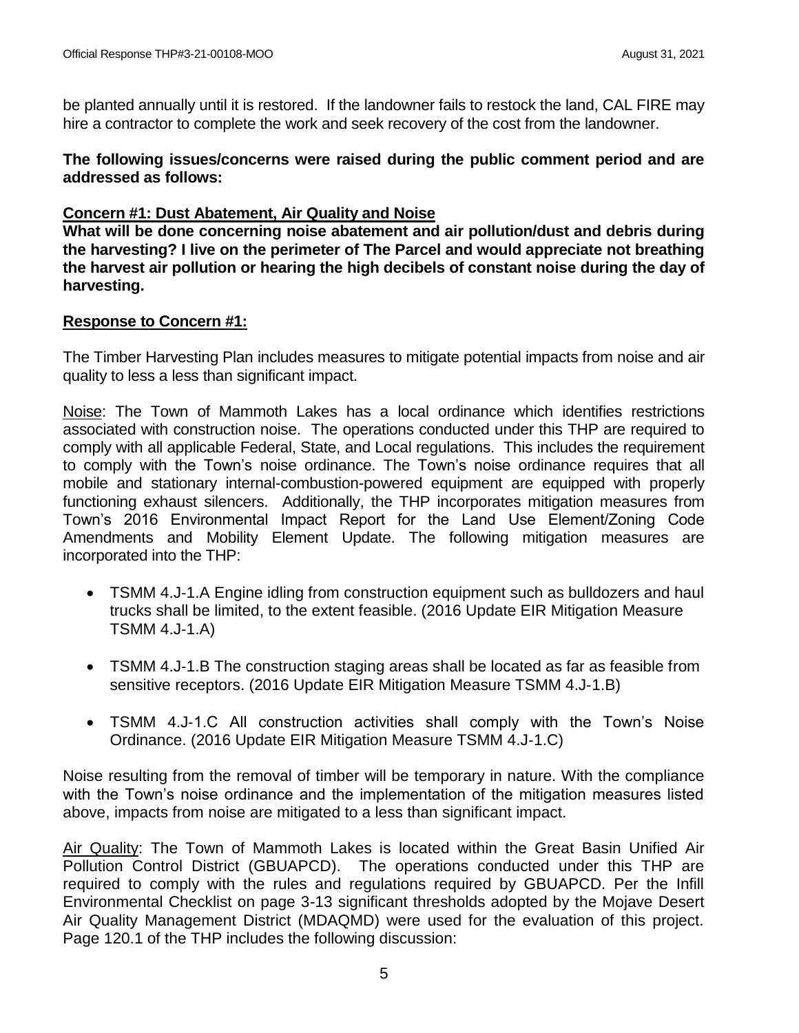be planted annually until it is restored. If the landowner fails to restock the land, CAL FIRE may hire a contractor to complete the work and seek recovery of the cost from the landowner.

**The following issues/concerns were raised during the public comment period and are addressed as follows:**

**<u>Concern #1: Dust Abatement, Air Quality and Noise</u>**

**What will be done concerning noise abatement and air pollution/dust and debris during the harvesting? I live on the perimeter of The Parcel and would appreciate not breathing the harvest air pollution or hearing the high decibels of constant noise during the day of harvesting.**

**<u>Response to Concern #1:</u>**

The Timber Harvesting Plan includes measures to mitigate potential impacts from noise and air quality to less a less than significant impact.

<u>Noise</u>: The Town of Mammoth Lakes has a local ordinance which identifies restrictions associated with construction noise. The operations conducted under this THP are required to comply with all applicable Federal, State, and Local regulations. This includes the requirement to comply with the Town's noise ordinance. The Town's noise ordinance requires that all mobile and stationary internal-combustion-powered equipment are equipped with properly functioning exhaust silencers. Additionally, the THP incorporates mitigation measures from Town's 2016 Environmental Impact Report for the Land Use Element/Zoning Code Amendments and Mobility Element Update. The following mitigation measures are incorporated into the THP:

- TSMM 4.J-1.A Engine idling from construction equipment such as bulldozers and haul trucks shall be limited, to the extent feasible. (2016 Update EIR Mitigation Measure TSMM 4.J-1.A)
- TSMM 4.J-1.B The construction staging areas shall be located as far as feasible from sensitive receptors. (2016 Update EIR Mitigation Measure TSMM 4.J-1.B)
- TSMM 4.J-1.C All construction activities shall comply with the Town's Noise Ordinance. (2016 Update EIR Mitigation Measure TSMM 4.J-1.C)

Noise resulting from the removal of timber will be temporary in nature. With the compliance with the Town's noise ordinance and the implementation of the mitigation measures listed above, impacts from noise are mitigated to a less than significant impact.

<u>Air Quality</u>: The Town of Mammoth Lakes is located within the Great Basin Unified Air Pollution Control District (GBUAPCD). The operations conducted under this THP are required to comply with the rules and regulations required by GBUAPCD. Per the Infill Environmental Checklist on page 3-13 significant thresholds adopted by the Mojave Desert Air Quality Management District (MDAQMD) were used for the evaluation of this project. Page 120.1 of the THP includes the following discussion: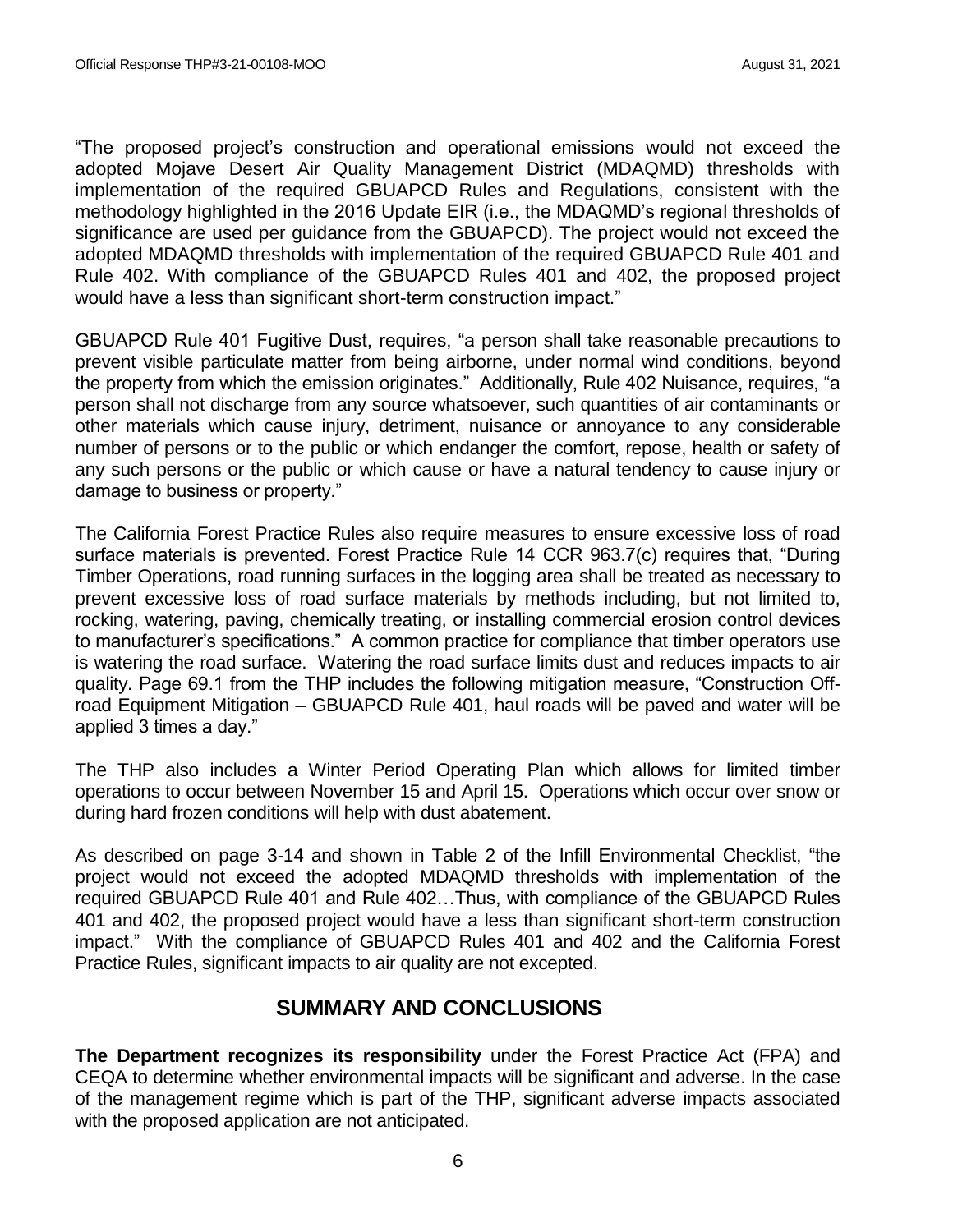"The proposed project's construction and operational emissions would not exceed the adopted Mojave Desert Air Quality Management District (MDAQMD) thresholds with implementation of the required GBUAPCD Rules and Regulations, consistent with the methodology highlighted in the 2016 Update EIR (i.e., the MDAQMD's regional thresholds of significance are used per guidance from the GBUAPCD). The project would not exceed the adopted MDAQMD thresholds with implementation of the required GBUAPCD Rule 401 and Rule 402. With compliance of the GBUAPCD Rules 401 and 402, the proposed project would have a less than significant short-term construction impact."

GBUAPCD Rule 401 Fugitive Dust, requires, "a person shall take reasonable precautions to prevent visible particulate matter from being airborne, under normal wind conditions, beyond the property from which the emission originates." Additionally, Rule 402 Nuisance, requires, "a person shall not discharge from any source whatsoever, such quantities of air contaminants or other materials which cause injury, detriment, nuisance or annoyance to any considerable number of persons or to the public or which endanger the comfort, repose, health or safety of any such persons or the public or which cause or have a natural tendency to cause injury or damage to business or property."

The California Forest Practice Rules also require measures to ensure excessive loss of road surface materials is prevented. Forest Practice Rule 14 CCR 963.7(c) requires that, "During Timber Operations, road running surfaces in the logging area shall be treated as necessary to prevent excessive loss of road surface materials by methods including, but not limited to, rocking, watering, paving, chemically treating, or installing commercial erosion control devices to manufacturer's specifications." A common practice for compliance that timber operators use is watering the road surface. Watering the road surface limits dust and reduces impacts to air quality. Page 69.1 from the THP includes the following mitigation measure, "Construction Off-road Equipment Mitigation – GBUAPCD Rule 401, haul roads will be paved and water will be applied 3 times a day."

The THP also includes a Winter Period Operating Plan which allows for limited timber operations to occur between November 15 and April 15. Operations which occur over snow or during hard frozen conditions will help with dust abatement.

As described on page 3-14 and shown in Table 2 of the Infill Environmental Checklist, "the project would not exceed the adopted MDAQMD thresholds with implementation of the required GBUAPCD Rule 401 and Rule 402…Thus, with compliance of the GBUAPCD Rules 401 and 402, the proposed project would have a less than significant short-term construction impact." With the compliance of GBUAPCD Rules 401 and 402 and the California Forest Practice Rules, significant impacts to air quality are not excepted.

## SUMMARY AND CONCLUSIONS

**The Department recognizes its responsibility** under the Forest Practice Act (FPA) and CEQA to determine whether environmental impacts will be significant and adverse. In the case of the management regime which is part of the THP, significant adverse impacts associated with the proposed application are not anticipated.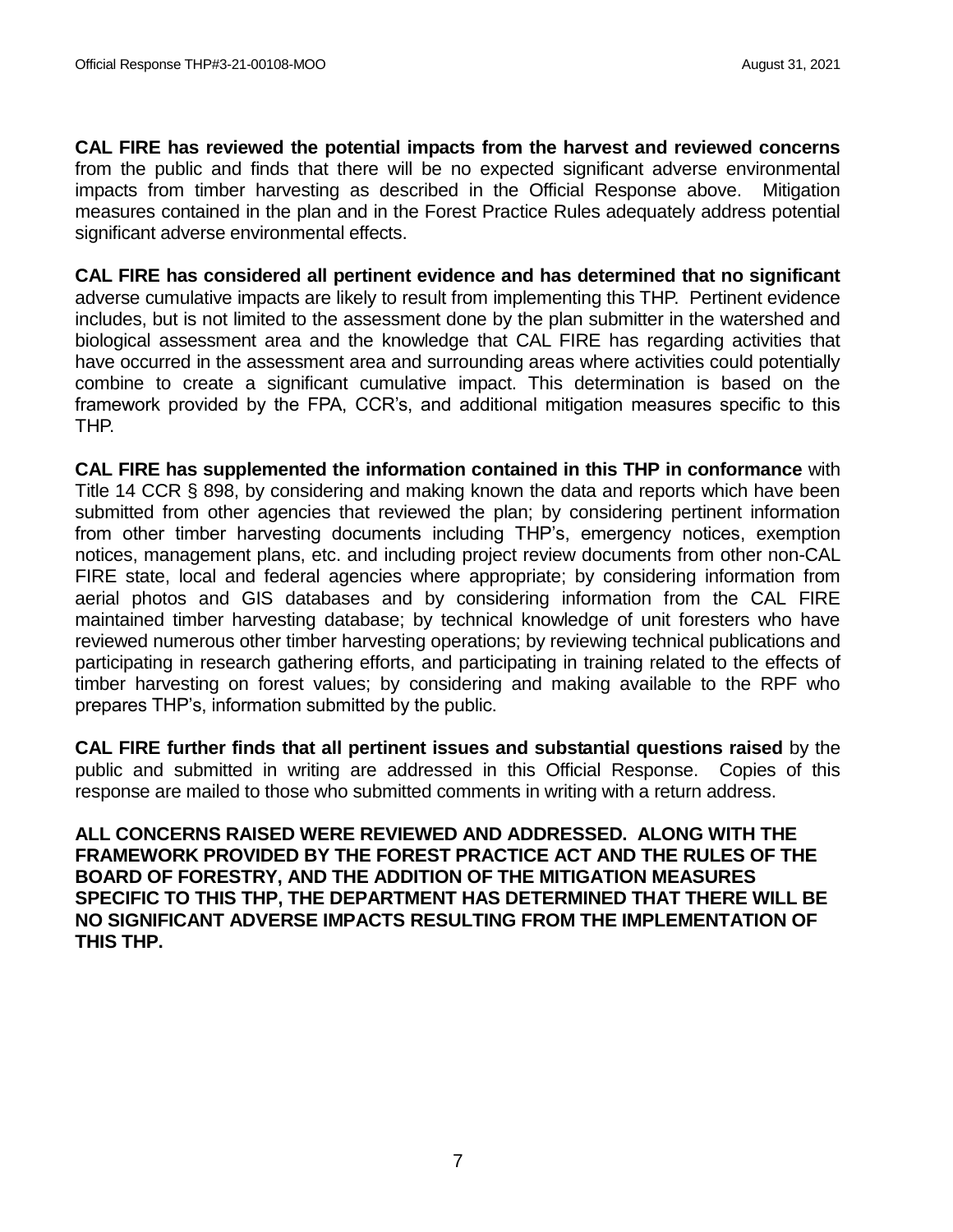**CAL FIRE has reviewed the potential impacts from the harvest and reviewed concerns** from the public and finds that there will be no expected significant adverse environmental impacts from timber harvesting as described in the Official Response above. Mitigation measures contained in the plan and in the Forest Practice Rules adequately address potential significant adverse environmental effects.

**CAL FIRE has considered all pertinent evidence and has determined that no significant** adverse cumulative impacts are likely to result from implementing this THP. Pertinent evidence includes, but is not limited to the assessment done by the plan submitter in the watershed and biological assessment area and the knowledge that CAL FIRE has regarding activities that have occurred in the assessment area and surrounding areas where activities could potentially combine to create a significant cumulative impact. This determination is based on the framework provided by the FPA, CCR's, and additional mitigation measures specific to this THP.

**CAL FIRE has supplemented the information contained in this THP in conformance** with Title 14 CCR § 898, by considering and making known the data and reports which have been submitted from other agencies that reviewed the plan; by considering pertinent information from other timber harvesting documents including THP's, emergency notices, exemption notices, management plans, etc. and including project review documents from other non-CAL FIRE state, local and federal agencies where appropriate; by considering information from aerial photos and GIS databases and by considering information from the CAL FIRE maintained timber harvesting database; by technical knowledge of unit foresters who have reviewed numerous other timber harvesting operations; by reviewing technical publications and participating in research gathering efforts, and participating in training related to the effects of timber harvesting on forest values; by considering and making available to the RPF who prepares THP's, information submitted by the public.

**CAL FIRE further finds that all pertinent issues and substantial questions raised** by the public and submitted in writing are addressed in this Official Response. Copies of this response are mailed to those who submitted comments in writing with a return address.

**ALL CONCERNS RAISED WERE REVIEWED AND ADDRESSED. ALONG WITH THE FRAMEWORK PROVIDED BY THE FOREST PRACTICE ACT AND THE RULES OF THE BOARD OF FORESTRY, AND THE ADDITION OF THE MITIGATION MEASURES SPECIFIC TO THIS THP, THE DEPARTMENT HAS DETERMINED THAT THERE WILL BE NO SIGNIFICANT ADVERSE IMPACTS RESULTING FROM THE IMPLEMENTATION OF THIS THP.**